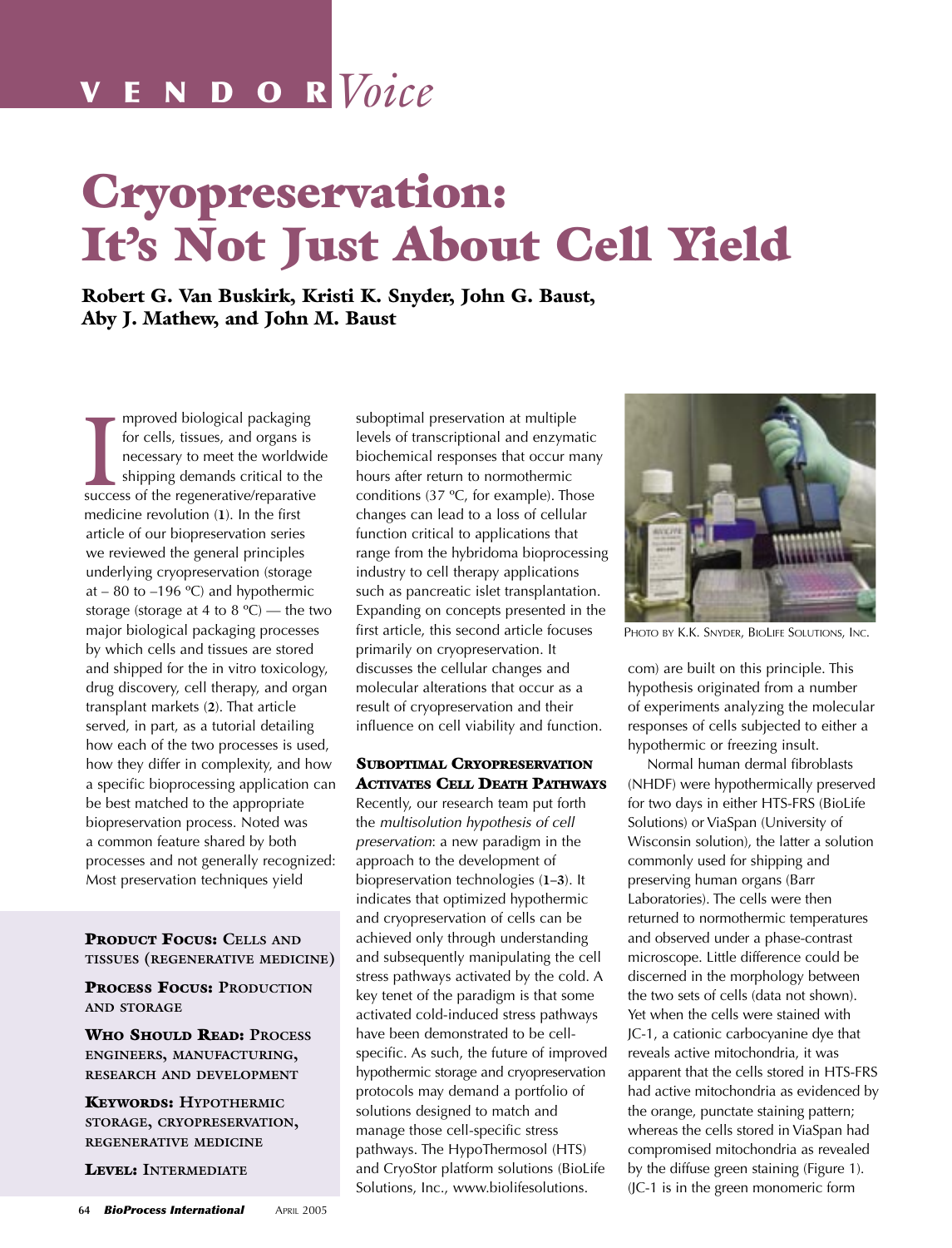VENDOR *Voice*

# Cryopreservation: It's Not Just About Cell Yield

**Robert G. Van Buskirk, Kristi K. Snyder, John G. Baust, Aby J. Mathew, and John M. Baust**

Improved biological packaging for cells, tissues, and organs is necessary to meet the worldwide shipping demands critical to the success of the regenerative/reparative medicine revolution (**1**). In the first article of our biopreservation series we reviewed the general principles underlying cryopreservation (storage at – 80 to –196 ºC) and hypothermic storage (storage at 4 to 8 ºC) — the two major biological packaging processes by which cells and tissues are stored and shipped for the in vitro toxicology, drug discovery, cell therapy, and organ transplant markets (**2**). That article served, in part, as a tutorial detailing how each of the two processes is used, how they differ in complexity, and how a specific bioprocessing application can be best matched to the appropriate biopreservation process. Noted was a common feature shared by both processes and not generally recognized: Most preservation techniques yield suboptimal preservation at multiple levels of transcriptional and enzymatic biochemical responses that occur many hours after return to normothermic conditions (37 ºC, for example). Those changes can lead to a loss of cellular function critical to applications that range from the hybridoma bioprocessing industry to cell therapy applications such as pancreatic islet transplantation. Expanding on concepts presented in the first article, this second article focuses primarily on cryopreservation. It discusses the cellular changes and molecular alterations that occur as a result of cryopreservation and their influence on cell viability and function.

**Product Focus:** Cells and tissues (regenerative medicine)

**Process Focus:** Production and storage

**Who Should Read:** Process engineers, manufacturing, research and development

**Keywords:** Hypothermic storage, cryopreservation, regenerative medicine

**Level:** Intermediate

## Suboptimal Cryopreservation Activates Cell Death Pathways

Recently, our research team put forth the *multisolution hypothesis of cell preservation*: a new paradigm in the approach to the development of biopreservation technologies (**1–3**). It indicates that optimized hypothermic and cryopreservation of cells can be achieved only through understanding and subsequently manipulating the cell stress pathways activated by the cold. A key tenet of the paradigm is that some activated cold-induced stress pathways have been demonstrated to be cell-specific. As such, the future of improved hypothermic storage and cryopreservation protocols may demand a portfolio of solutions designed to match and manage those cell-specific stress pathways. The HypoThermosol (HTS) and CryoStor platform solutions (BioLife Solutions, Inc., www.biolifesolutions.com) are built on this principle. This hypothesis originated from a number of experiments analyzing the molecular responses of cells subjected to either a hypothermic or freezing insult.

Photo by K.K. Snyder, BioLife Solutions, Inc.

Normal human dermal fibroblasts (NHDF) were hypothermically preserved for two days in either HTS-FRS (BioLife Solutions) or ViaSpan (University of Wisconsin solution), the latter a solution commonly used for shipping and preserving human organs (Barr Laboratories). The cells were then returned to normothermic temperatures and observed under a phase-contrast microscope. Little difference could be discerned in the morphology between the two sets of cells (data not shown). Yet when the cells were stained with JC-1, a cationic carbocyanine dye that reveals active mitochondria, it was apparent that the cells stored in HTS-FRS had active mitochondria as evidenced by the orange, punctate staining pattern; whereas the cells stored in ViaSpan had compromised mitochondria as revealed by the diffuse green staining (Figure 1). (JC-1 is in the green monomeric form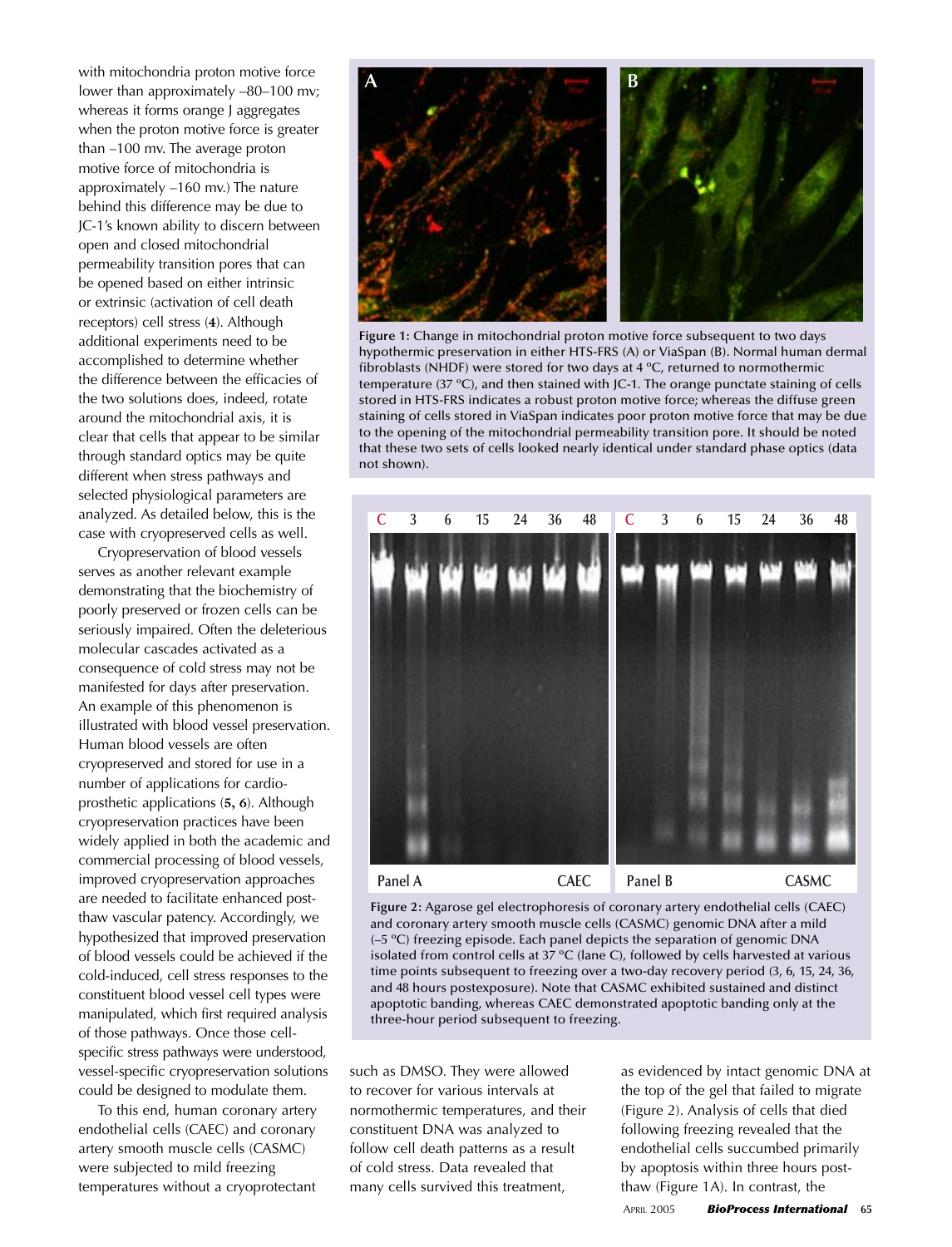with mitochondria proton motive force lower than approximately –80–100 mv; whereas it forms orange J aggregates when the proton motive force is greater than –100 mv. The average proton motive force of mitochondria is approximately –160 mv.) The nature behind this difference may be due to JC-1's known ability to discern between open and closed mitochondrial permeability transition pores that can be opened based on either intrinsic or extrinsic (activation of cell death receptors) cell stress (**4**). Although additional experiments need to be accomplished to determine whether the difference between the efficacies of the two solutions does, indeed, rotate around the mitochondrial axis, it is clear that cells that appear to be similar through standard optics may be quite different when stress pathways and selected physiological parameters are analyzed. As detailed below, this is the case with cryopreserved cells as well.

Cryopreservation of blood vessels serves as another relevant example demonstrating that the biochemistry of poorly preserved or frozen cells can be seriously impaired. Often the deleterious molecular cascades activated as a consequence of cold stress may not be manifested for days after preservation. An example of this phenomenon is illustrated with blood vessel preservation. Human blood vessels are often cryopreserved and stored for use in a number of applications for cardio-prosthetic applications (**5, 6**). Although cryopreservation practices have been widely applied in both the academic and commercial processing of blood vessels, improved cryopreservation approaches are needed to facilitate enhanced post-thaw vascular patency. Accordingly, we hypothesized that improved preservation of blood vessels could be achieved if the cold-induced, cell stress responses to the constituent blood vessel cell types were manipulated, which first required analysis of those pathways. Once those cell-specific stress pathways were understood, vessel-specific cryopreservation solutions could be designed to modulate them.

To this end, human coronary artery endothelial cells (CAEC) and coronary artery smooth muscle cells (CASMC) were subjected to mild freezing temperatures without a cryoprotectant such as DMSO. They were allowed to recover for various intervals at normothermic temperatures, and their constituent DNA was analyzed to follow cell death patterns as a result of cold stress. Data revealed that many cells survived this treatment, as evidenced by intact genomic DNA at the top of the gel that failed to migrate (Figure 2). Analysis of cells that died following freezing revealed that the endothelial cells succumbed primarily by apoptosis within three hours post-thaw (Figure 1A). In contrast, the

**Figure 1:** Change in mitochondrial proton motive force subsequent to two days hypothermic preservation in either HTS-FRS (A) or ViaSpan (B). Normal human dermal fibroblasts (NHDF) were stored for two days at 4 °C, returned to normothermic temperature (37 °C), and then stained with JC-1. The orange punctate staining of cells stored in HTS-FRS indicates a robust proton motive force; whereas the diffuse green staining of cells stored in ViaSpan indicates poor proton motive force that may be due to the opening of the mitochondrial permeability transition pore. It should be noted that these two sets of cells looked nearly identical under standard phase optics (data not shown).

**Figure 2:** Agarose gel electrophoresis of coronary artery endothelial cells (CAEC) and coronary artery smooth muscle cells (CASMC) genomic DNA after a mild (–5 °C) freezing episode. Each panel depicts the separation of genomic DNA isolated from control cells at 37 °C (lane C), followed by cells harvested at various time points subsequent to freezing over a two-day recovery period (3, 6, 15, 24, 36, and 48 hours postexposure). Note that CASMC exhibited sustained and distinct apoptotic banding, whereas CAEC demonstrated apoptotic banding only at the three-hour period subsequent to freezing.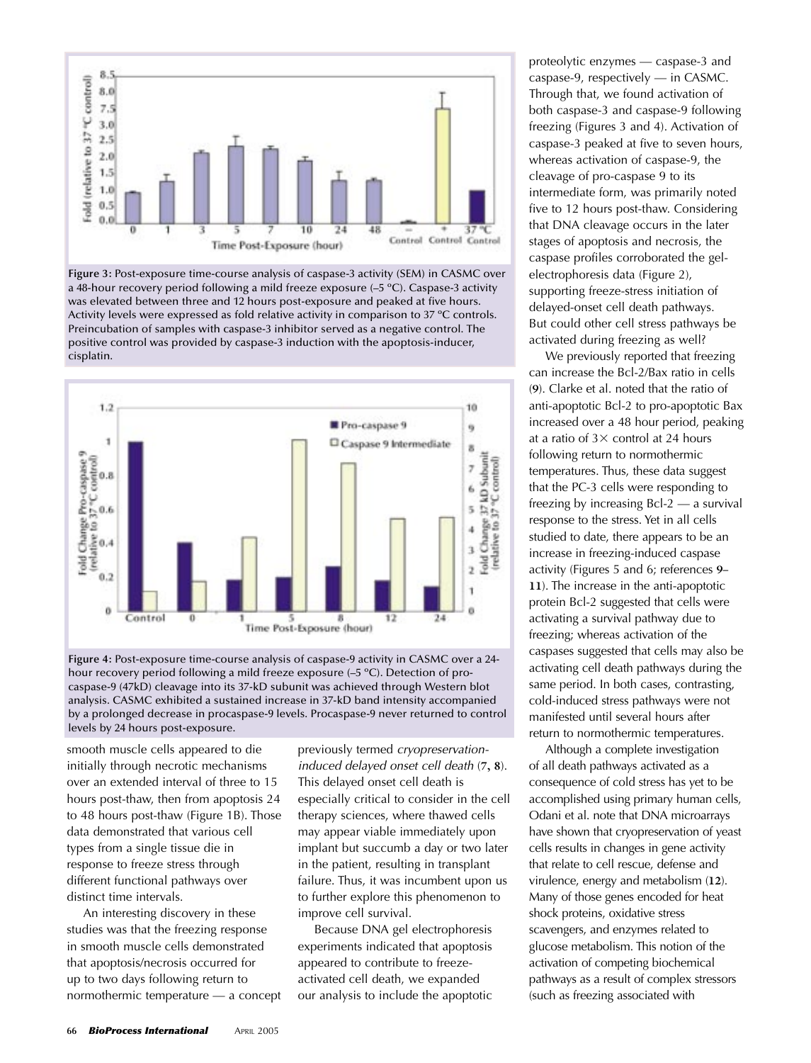Figure 3: Post-exposure time-course analysis of caspase-3 activity (SEM) in CASMC over a 48-hour recovery period following a mild freeze exposure (–5 °C). Caspase-3 activity was elevated between three and 12 hours post-exposure and peaked at five hours. Activity levels were expressed as fold relative activity in comparison to 37 °C controls. Preincubation of samples with caspase-3 inhibitor served as a negative control. The positive control was provided by caspase-3 induction with the apoptosis-inducer, cisplatin.

Figure 4: Post-exposure time-course analysis of caspase-9 activity in CASMC over a 24-hour recovery period following a mild freeze exposure (–5 °C). Detection of procaspase-9 (47kD) cleavage into its 37-kD subunit was achieved through Western blot analysis. CASMC exhibited a sustained increase in 37-kD band intensity accompanied by a prolonged decrease in procaspase-9 levels. Procaspase-9 never returned to control levels by 24 hours post-exposure.

smooth muscle cells appeared to die initially through necrotic mechanisms over an extended interval of three to 15 hours post-thaw, then from apoptosis 24 to 48 hours post-thaw (Figure 1B). Those data demonstrated that various cell types from a single tissue die in response to freeze stress through different functional pathways over distinct time intervals.

An interesting discovery in these studies was that the freezing response in smooth muscle cells demonstrated that apoptosis/necrosis occurred for up to two days following return to normothermic temperature — a concept previously termed *cryopreservation-induced delayed onset cell death* (**7, 8**). This delayed onset cell death is especially critical to consider in the cell therapy sciences, where thawed cells may appear viable immediately upon implant but succumb a day or two later in the patient, resulting in transplant failure. Thus, it was incumbent upon us to further explore this phenomenon to improve cell survival.

Because DNA gel electrophoresis experiments indicated that apoptosis appeared to contribute to freeze-activated cell death, we expanded our analysis to include the apoptotic proteolytic enzymes — caspase-3 and caspase-9, respectively — in CASMC. Through that, we found activation of both caspase-3 and caspase-9 following freezing (Figures 3 and 4). Activation of caspase-3 peaked at five to seven hours, whereas activation of caspase-9, the cleavage of pro-caspase 9 to its intermediate form, was primarily noted five to 12 hours post-thaw. Considering that DNA cleavage occurs in the later stages of apoptosis and necrosis, the caspase profiles corroborated the gel-electrophoresis data (Figure 2), supporting freeze-stress initiation of delayed-onset cell death pathways. But could other cell stress pathways be activated during freezing as well?

We previously reported that freezing can increase the Bcl-2/Bax ratio in cells (**9**). Clarke et al. noted that the ratio of anti-apoptotic Bcl-2 to pro-apoptotic Bax increased over a 48 hour period, peaking at a ratio of 3× control at 24 hours following return to normothermic temperatures. Thus, these data suggest that the PC-3 cells were responding to freezing by increasing Bcl-2 — a survival response to the stress. Yet in all cells studied to date, there appears to be an increase in freezing-induced caspase activity (Figures 5 and 6; references **9–11**). The increase in the anti-apoptotic protein Bcl-2 suggested that cells were activating a survival pathway due to freezing; whereas activation of the caspases suggested that cells may also be activating cell death pathways during the same period. In both cases, contrasting, cold-induced stress pathways were not manifested until several hours after return to normothermic temperatures.

Although a complete investigation of all death pathways activated as a consequence of cold stress has yet to be accomplished using primary human cells, Odani et al. note that DNA microarrays have shown that cryopreservation of yeast cells results in changes in gene activity that relate to cell rescue, defense and virulence, energy and metabolism (**12**). Many of those genes encoded for heat shock proteins, oxidative stress scavengers, and enzymes related to glucose metabolism. This notion of the activation of competing biochemical pathways as a result of complex stressors (such as freezing associated with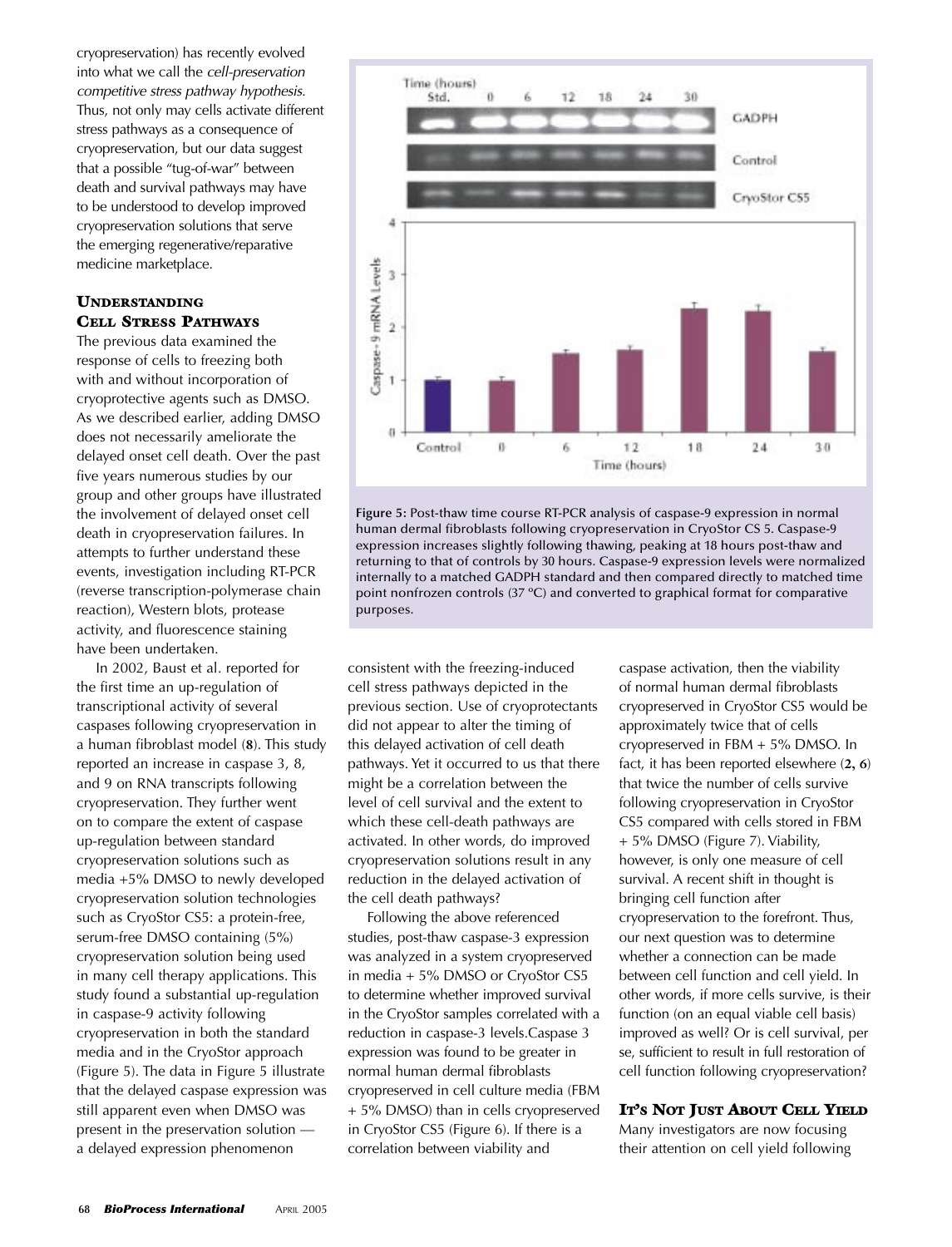cryopreservation) has recently evolved into what we call the *cell-preservation competitive stress pathway hypothesis*. Thus, not only may cells activate different stress pathways as a consequence of cryopreservation, but our data suggest that a possible "tug-of-war" between death and survival pathways may have to be understood to develop improved cryopreservation solutions that serve the emerging regenerative/reparative medicine marketplace.

## Understanding Cell Stress Pathways

The previous data examined the response of cells to freezing both with and without incorporation of cryoprotective agents such as DMSO. As we described earlier, adding DMSO does not necessarily ameliorate the delayed onset cell death. Over the past five years numerous studies by our group and other groups have illustrated the involvement of delayed onset cell death in cryopreservation failures. In attempts to further understand these events, investigation including RT-PCR (reverse transcription-polymerase chain reaction), Western blots, protease activity, and fluorescence staining have been undertaken.

In 2002, Baust et al. reported for the first time an up-regulation of transcriptional activity of several caspases following cryopreservation in a human fibroblast model (**8**). This study reported an increase in caspase 3, 8, and 9 on RNA transcripts following cryopreservation. They further went on to compare the extent of caspase up-regulation between standard cryopreservation solutions such as media +5% DMSO to newly developed cryopreservation solution technologies such as CryoStor CS5: a protein-free, serum-free DMSO containing (5%) cryopreservation solution being used in many cell therapy applications. This study found a substantial up-regulation in caspase-9 activity following cryopreservation in both the standard media and in the CryoStor approach (Figure 5). The data in Figure 5 illustrate that the delayed caspase expression was still apparent even when DMSO was present in the preservation solution — a delayed expression phenomenon consistent with the freezing-induced cell stress pathways depicted in the previous section. Use of cryoprotectants did not appear to alter the timing of this delayed activation of cell death pathways. Yet it occurred to us that there might be a correlation between the level of cell survival and the extent to which these cell-death pathways are activated. In other words, do improved cryopreservation solutions result in any reduction in the delayed activation of the cell death pathways?

Following the above referenced studies, post-thaw caspase-3 expression was analyzed in a system cryopreserved in media + 5% DMSO or CryoStor CS5 to determine whether improved survival in the CryoStor samples correlated with a reduction in caspase-3 levels.Caspase 3 expression was found to be greater in normal human dermal fibroblasts cryopreserved in cell culture media (FBM + 5% DMSO) than in cells cryopreserved in CryoStor CS5 (Figure 6). If there is a correlation between viability and caspase activation, then the viability of normal human dermal fibroblasts cryopreserved in CryoStor CS5 would be approximately twice that of cells cryopreserved in FBM + 5% DMSO. In fact, it has been reported elsewhere (**2, 6**) that twice the number of cells survive following cryopreservation in CryoStor CS5 compared with cells stored in FBM + 5% DMSO (Figure 7). Viability, however, is only one measure of cell survival. A recent shift in thought is bringing cell function after cryopreservation to the forefront. Thus, our next question was to determine whether a connection can be made between cell function and cell yield. In other words, if more cells survive, is their function (on an equal viable cell basis) improved as well? Or is cell survival, per se, sufficient to result in full restoration of cell function following cryopreservation?

**Figure 5:** Post-thaw time course RT-PCR analysis of caspase-9 expression in normal human dermal fibroblasts following cryopreservation in CryoStor CS 5. Caspase-9 expression increases slightly following thawing, peaking at 18 hours post-thaw and returning to that of controls by 30 hours. Caspase-9 expression levels were normalized internally to a matched GADPH standard and then compared directly to matched time point nonfrozen controls (37 ºC) and converted to graphical format for comparative purposes.

## It's Not Just About Cell Yield

Many investigators are now focusing their attention on cell yield following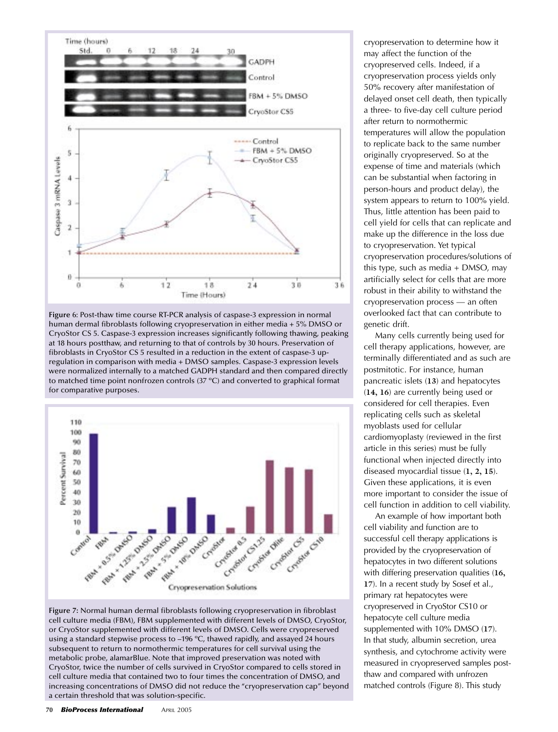**Figure 6:** Post-thaw time course RT-PCR analysis of caspase-3 expression in normal human dermal fibroblasts following cryopreservation in either media + 5% DMSO or CryoStor CS 5. Caspase-3 expression increases significantly following thawing, peaking at 18 hours postthaw, and returning to that of controls by 30 hours. Preservation of fibroblasts in CryoStor CS 5 resulted in a reduction in the extent of caspase-3 up-regulation in comparison with media + DMSO samples. Caspase-3 expression levels were normalized internally to a matched GADPH standard and then compared directly to matched time point nonfrozen controls (37 ºC) and converted to graphical format for comparative purposes.

**Figure 7:** Normal human dermal fibroblasts following cryopreservation in fibroblast cell culture media (FBM), FBM supplemented with different levels of DMSO, CryoStor, or CryoStor supplemented with different levels of DMSO. Cells were cryopreserved using a standard stepwise process to –196 ºC, thawed rapidly, and assayed 24 hours subsequent to return to normothermic temperatures for cell survival using the metabolic probe, alamarBlue. Note that improved preservation was noted with CryoStor, twice the number of cells survived in CryoStor compared to cells stored in cell culture media that contained two to four times the concentration of DMSO, and increasing concentrations of DMSO did not reduce the "cryopreservation cap" beyond a certain threshold that was solution-specific.

cryopreservation to determine how it may affect the function of the cryopreserved cells. Indeed, if a cryopreservation process yields only 50% recovery after manifestation of delayed onset cell death, then typically a three- to five-day cell culture period after return to normothermic temperatures will allow the population to replicate back to the same number originally cryopreserved. So at the expense of time and materials (which can be substantial when factoring in person-hours and product delay), the system appears to return to 100% yield. Thus, little attention has been paid to cell yield for cells that can replicate and make up the difference in the loss due to cryopreservation. Yet typical cryopreservation procedures/solutions of this type, such as media + DMSO, may artificially select for cells that are more robust in their ability to withstand the cryopreservation process — an often overlooked fact that can contribute to genetic drift.

Many cells currently being used for cell therapy applications, however, are terminally differentiated and as such are postmitotic. For instance, human pancreatic islets (**13**) and hepatocytes (**14, 16**) are currently being used or considered for cell therapies. Even replicating cells such as skeletal myoblasts used for cellular cardiomyoplasty (reviewed in the first article in this series) must be fully functional when injected directly into diseased myocardial tissue (**1, 2, 15**). Given these applications, it is even more important to consider the issue of cell function in addition to cell viability.

An example of how important both cell viability and function are to successful cell therapy applications is provided by the cryopreservation of hepatocytes in two different solutions with differing preservation qualities (**16, 17**). In a recent study by Sosef et al., primary rat hepatocytes were cryopreserved in CryoStor CS10 or hepatocyte cell culture media supplemented with 10% DMSO (**17**). In that study, albumin secretion, urea synthesis, and cytochrome activity were measured in cryopreserved samples post-thaw and compared with unfrozen matched controls (Figure 8). This study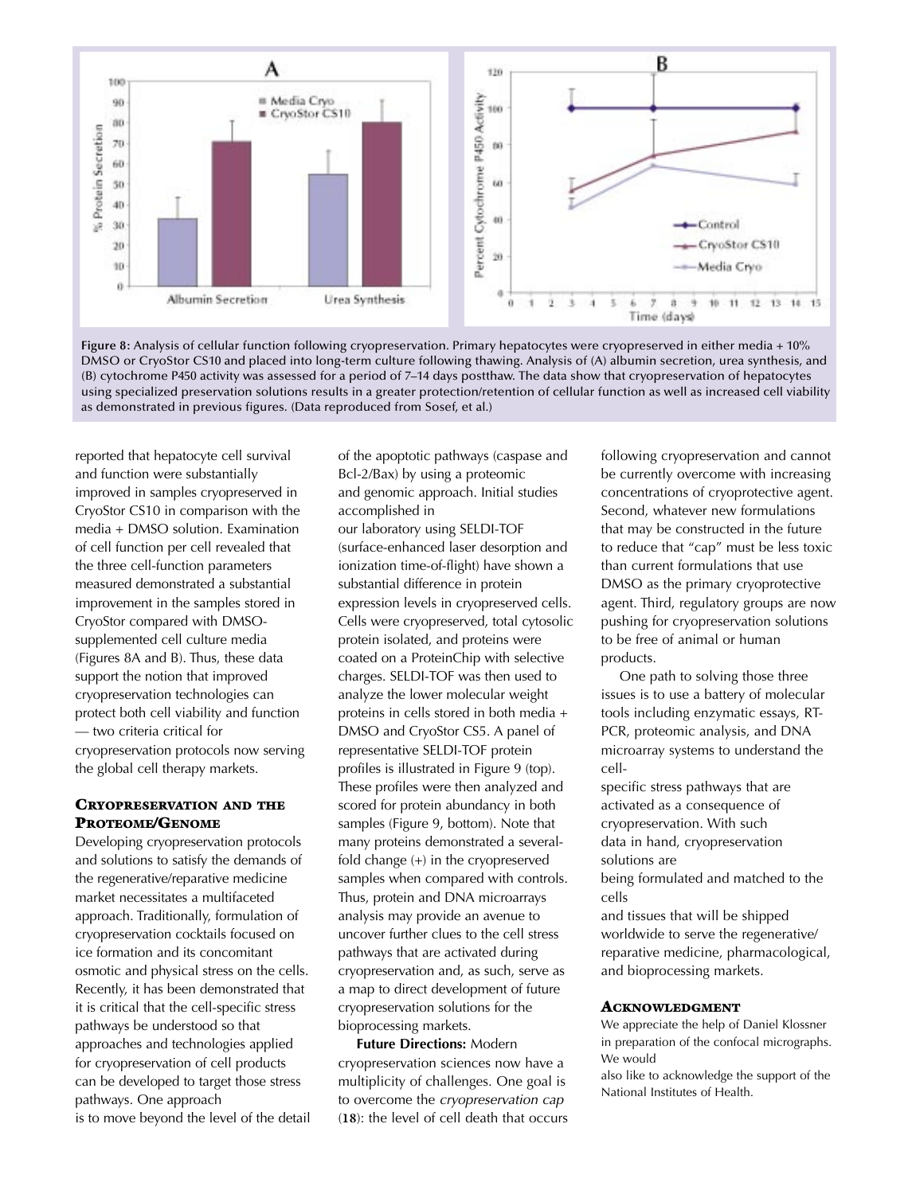**Figure 8:** Analysis of cellular function following cryopreservation. Primary hepatocytes were cryopreserved in either media + 10% DMSO or CryoStor CS10 and placed into long-term culture following thawing. Analysis of (A) albumin secretion, urea synthesis, and (B) cytochrome P450 activity was assessed for a period of 7–14 days postthaw. The data show that cryopreservation of hepatocytes using specialized preservation solutions results in a greater protection/retention of cellular function as well as increased cell viability as demonstrated in previous figures. (Data reproduced from Sosef, et al.)

reported that hepatocyte cell survival and function were substantially improved in samples cryopreserved in CryoStor CS10 in comparison with the media + DMSO solution. Examination of cell function per cell revealed that the three cell-function parameters measured demonstrated a substantial improvement in the samples stored in CryoStor compared with DMSO-supplemented cell culture media (Figures 8A and B). Thus, these data support the notion that improved cryopreservation technologies can protect both cell viability and function — two criteria critical for cryopreservation protocols now serving the global cell therapy markets.

## Cryopreservation and the Proteome/Genome

Developing cryopreservation protocols and solutions to satisfy the demands of the regenerative/reparative medicine market necessitates a multifaceted approach. Traditionally, formulation of cryopreservation cocktails focused on ice formation and its concomitant osmotic and physical stress on the cells. Recently, it has been demonstrated that it is critical that the cell-specific stress pathways be understood so that approaches and technologies applied for cryopreservation of cell products can be developed to target those stress pathways. One approach is to move beyond the level of the detail of the apoptotic pathways (caspase and Bcl-2/Bax) by using a proteomic and genomic approach. Initial studies accomplished in our laboratory using SELDI-TOF (surface-enhanced laser desorption and ionization time-of-flight) have shown a substantial difference in protein expression levels in cryopreserved cells. Cells were cryopreserved, total cytosolic protein isolated, and proteins were coated on a ProteinChip with selective charges. SELDI-TOF was then used to analyze the lower molecular weight proteins in cells stored in both media + DMSO and CryoStor CS5. A panel of representative SELDI-TOF protein profiles is illustrated in Figure 9 (top). These profiles were then analyzed and scored for protein abundancy in both samples (Figure 9, bottom). Note that many proteins demonstrated a several-fold change (+) in the cryopreserved samples when compared with controls. Thus, protein and DNA microarrays analysis may provide an avenue to uncover further clues to the cell stress pathways that are activated during cryopreservation and, as such, serve as a map to direct development of future cryopreservation solutions for the bioprocessing markets.

**Future Directions:** Modern cryopreservation sciences now have a multiplicity of challenges. One goal is to overcome the *cryopreservation cap* (**18**): the level of cell death that occurs following cryopreservation and cannot be currently overcome with increasing concentrations of cryoprotective agent. Second, whatever new formulations that may be constructed in the future to reduce that "cap" must be less toxic than current formulations that use DMSO as the primary cryoprotective agent. Third, regulatory groups are now pushing for cryopreservation solutions to be free of animal or human products.

One path to solving those three issues is to use a battery of molecular tools including enzymatic essays, RT-PCR, proteomic analysis, and DNA microarray systems to understand the cell-specific stress pathways that are activated as a consequence of cryopreservation. With such data in hand, cryopreservation solutions are being formulated and matched to the cells and tissues that will be shipped worldwide to serve the regenerative/reparative medicine, pharmacological, and bioprocessing markets.

## Acknowledgment

We appreciate the help of Daniel Klossner in preparation of the confocal micrographs. We would also like to acknowledge the support of the National Institutes of Health.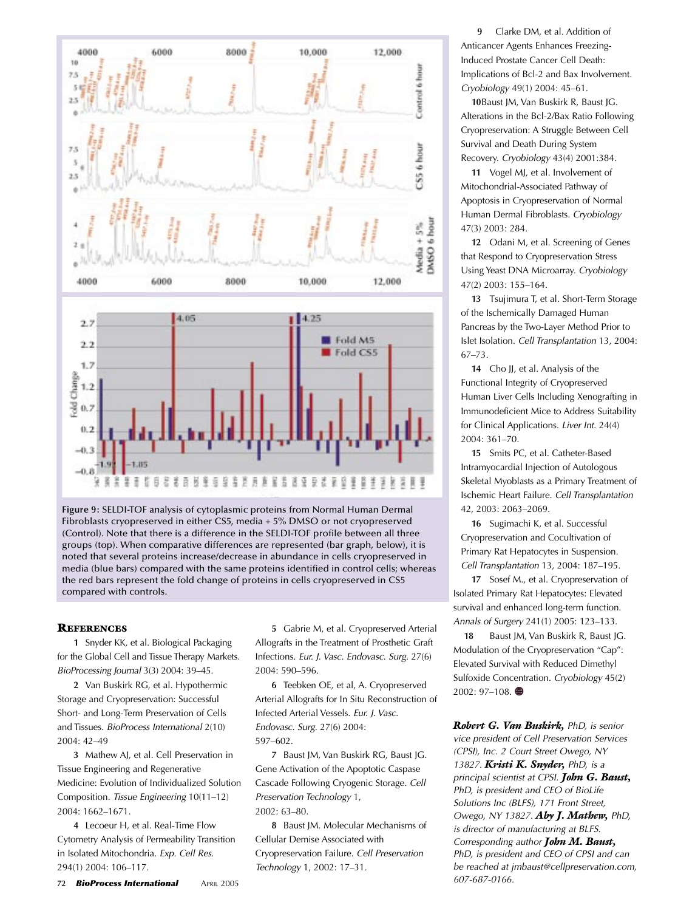4000 6000 8000 10,000 12,000

Control 6 hour

CS5 6 hour

Media + 5% DMSO 6 hour

4000 6000 8000 10,000 12,000

4.05

4.25

Fold M5

Fold CS5

Fold Change

2.7
2.2
1.7
1.2
0.7
0.2
−0.3
−0.8

−1.92 −1.85

**Figure 9:** SELDI-TOF analysis of cytoplasmic proteins from Normal Human Dermal Fibroblasts cryopreserved in either CS5, media + 5% DMSO or not cryopreserved (Control). Note that there is a difference in the SELDI-TOF profile between all three groups (top). When comparative differences are represented (bar graph, below), it is noted that several proteins increase/decrease in abundance in cells cryopreserved in media (blue bars) compared with the same proteins identified in control cells; whereas the red bars represent the fold change of proteins in cells cryopreserved in CS5 compared with controls.

## References

**1** Snyder KK, et al. Biological Packaging for the Global Cell and Tissue Therapy Markets. *BioProcessing Journal* 3(3) 2004: 39–45.

**2** Van Buskirk RG, et al. Hypothermic Storage and Cryopreservation: Successful Short- and Long-Term Preservation of Cells and Tissues. *BioProcess International* 2(10) 2004: 42–49

**3** Mathew AJ, et al. Cell Preservation in Tissue Engineering and Regenerative Medicine: Evolution of Individualized Solution Composition. *Tissue Engineering* 10(11–12) 2004: 1662–1671.

**4** Lecoeur H, et al. Real-Time Flow Cytometry Analysis of Permeability Transition in Isolated Mitochondria. *Exp. Cell Res.* 294(1) 2004: 106–117.

**5** Gabrie M, et al. Cryopreserved Arterial Allografts in the Treatment of Prosthetic Graft Infections. *Eur. J. Vasc. Endovasc. Surg.* 27(6) 2004: 590–596.

**6** Teebken OE, et al, A. Cryopreserved Arterial Allografts for In Situ Reconstruction of Infected Arterial Vessels. *Eur. J. Vasc. Endovasc. Surg.* 27(6) 2004: 597–602.

**7** Baust JM, Van Buskirk RG, Baust JG. Gene Activation of the Apoptotic Caspase Cascade Following Cryogenic Storage. *Cell Preservation Technology* 1, 2002: 63–80.

**8** Baust JM. Molecular Mechanisms of Cellular Demise Associated with Cryopreservation Failure. *Cell Preservation Technology* 1, 2002: 17–31.

**9** Clarke DM, et al. Addition of Anticancer Agents Enhances Freezing-Induced Prostate Cancer Cell Death: Implications of Bcl-2 and Bax Involvement. *Cryobiology* 49(1) 2004: 45–61.

**10** Baust JM, Van Buskirk R, Baust JG. Alterations in the Bcl-2/Bax Ratio Following Cryopreservation: A Struggle Between Cell Survival and Death During System Recovery. *Cryobiology* 43(4) 2001:384.

**11** Vogel MJ, et al. Involvement of Mitochondrial-Associated Pathway of Apoptosis in Cryopreservation of Normal Human Dermal Fibroblasts. *Cryobiology* 47(3) 2003: 284.

**12** Odani M, et al. Screening of Genes that Respond to Cryopreservation Stress Using Yeast DNA Microarray. *Cryobiology* 47(2) 2003: 155–164.

**13** Tsujimura T, et al. Short-Term Storage of the Ischemically Damaged Human Pancreas by the Two-Layer Method Prior to Islet Isolation. *Cell Transplantation* 13, 2004: 67–73.

**14** Cho JJ, et al. Analysis of the Functional Integrity of Cryopreserved Human Liver Cells Including Xenografting in Immunodeficient Mice to Address Suitability for Clinical Applications. *Liver Int.* 24(4) 2004: 361–70.

**15** Smits PC, et al. Catheter-Based Intramyocardial Injection of Autologous Skeletal Myoblasts as a Primary Treatment of Ischemic Heart Failure. *Cell Transplantation* 42, 2003: 2063–2069.

**16** Sugimachi K, et al. Successful Cryopreservation and Cocultivation of Primary Rat Hepatocytes in Suspension. *Cell Transplantation* 13, 2004: 187–195.

**17** Sosef M., et al. Cryopreservation of Isolated Primary Rat Hepatocytes: Elevated survival and enhanced long-term function. *Annals of Surgery* 241(1) 2005: 123–133.

**18** Baust JM, Van Buskirk R, Baust JG. Modulation of the Cryopreservation "Cap": Elevated Survival with Reduced Dimethyl Sulfoxide Concentration. *Cryobiology* 45(2) 2002: 97–108.

***Robert G. Van Buskirk,*** *PhD, is senior vice president of Cell Preservation Services (CPSI), Inc. 2 Court Street Owego, NY 13827.* ***Kristi K. Snyder,*** *PhD, is a principal scientist at CPSI.* ***John G. Baust,*** *PhD, is president and CEO of BioLife Solutions Inc (BLFS), 171 Front Street, Owego, NY 13827.* ***Aby J. Mathew,*** *PhD, is director of manufacturing at BLFS. Corresponding author* ***John M. Baust,*** *PhD, is president and CEO of CPSI and can be reached at jmbaust@cellpreservation.com, 607-687-0166.*